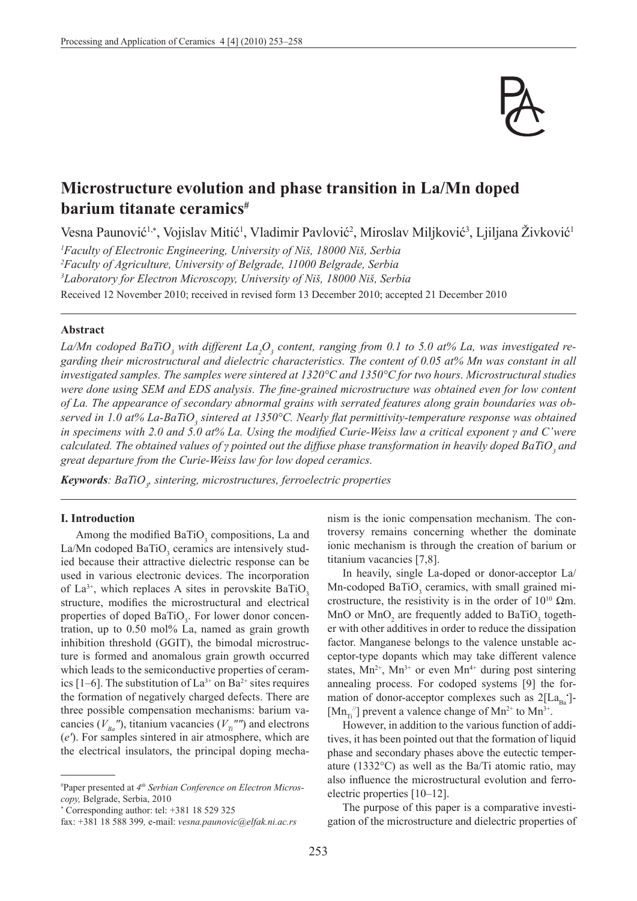# Microstructure evolution and phase transition in La/Mn doped barium titanate ceramics[#]

Vesna Paunović[1,*], Vojislav Mitić[1], Vladimir Pavlović[2], Miroslav Miljković[3], Ljiljana Živković[1]

[1]*Faculty of Electronic Engineering, University of Niš, 18000 Niš, Serbia*
[2]*Faculty of Agriculture, University of Belgrade, 11000 Belgrade, Serbia*
[3]*Laboratory for Electron Microscopy, University of Niš, 18000 Niš, Serbia*

Received 12 November 2010; received in revised form 13 December 2010; accepted 21 December 2010

---

### Abstract

*La/Mn codoped $BaTiO_3$ with different $La_2O_3$ content, ranging from 0.1 to 5.0 at% La, was investigated regarding their microstructural and dielectric characteristics. The content of 0.05 at% Mn was constant in all investigated samples. The samples were sintered at 1320°C and 1350°C for two hours. Microstructural studies were done using SEM and EDS analysis. The fine-grained microstructure was obtained even for low content of La. The appearance of secondary abnormal grains with serrated features along grain boundaries was observed in 1.0 at% La-$BaTiO_3$ sintered at 1350°C. Nearly flat permittivity-temperature response was obtained in specimens with 2.0 and 5.0 at% La. Using the modified Curie-Weiss law a critical exponent γ and C'were calculated. The obtained values of γ pointed out the diffuse phase transformation in heavily doped $BaTiO_3$ and great departure from the Curie-Weiss law for low doped ceramics.*

***Keywords****: $BaTiO_3$, sintering, microstructures, ferroelectric properties*

---

### I. Introduction

Among the modified $BaTiO_3$ compositions, La and La/Mn codoped $BaTiO_3$ ceramics are intensively studied because their attractive dielectric response can be used in various electronic devices. The incorporation of $La^{3+}$, which replaces A sites in perovskite $BaTiO_3$ structure, modifies the microstructural and electrical properties of doped $BaTiO_3$. For lower donor concentration, up to 0.50 mol% La, named as grain growth inhibition threshold (GGIT), the bimodal microstructure is formed and anomalous grain growth occurred which leads to the semiconductive properties of ceramics [1–6]. The substitution of $La^{3+}$ on $Ba^{2+}$ sites requires the formation of negatively charged defects. There are three possible compensation mechanisms: barium vacancies ($V_{Ba}''$), titanium vacancies ($V_{Ti}''''$) and electrons ($e'$). For samples sintered in air atmosphere, which are the electrical insulators, the principal doping mechanism is the ionic compensation mechanism. The controversy remains concerning whether the dominate ionic mechanism is through the creation of barium or titanium vacancies [7,8].

In heavily, single La-doped or donor-acceptor La/Mn-codoped $BaTiO_3$ ceramics, with small grained microstructure, the resistivity is in the order of $10^{10}$ Ωm. MnO or $MnO_2$ are frequently added to $BaTiO_3$ together with other additives in order to reduce the dissipation factor. Manganese belongs to the valence unstable acceptor-type dopants which may take different valence states, $Mn^{2+}$, $Mn^{3+}$ or even $Mn^{4+}$ during post sintering annealing process. For codoped systems [9] the formation of donor-acceptor complexes such as $2[La_{Ba}^{\bullet}]$-$[Mn_{Ti}'']$ prevent a valence change of $Mn^{2+}$ to $Mn^{3+}$.

However, in addition to the various function of additives, it has been pointed out that the formation of liquid phase and secondary phases above the eutectic temperature (1332°C) as well as the Ba/Ti atomic ratio, may also influence the microstructural evolution and ferroelectric properties [10–12].

The purpose of this paper is a comparative investigation of the microstructure and dielectric properties of

---

[#]Paper presented at *4th Serbian Conference on Electron Microscopy,* Belgrade, Serbia, 2010

[*] Corresponding author: tel: +381 18 529 325
fax: +381 18 588 399, e-mail: *vesna.paunovic@elfak.ni.ac.rs*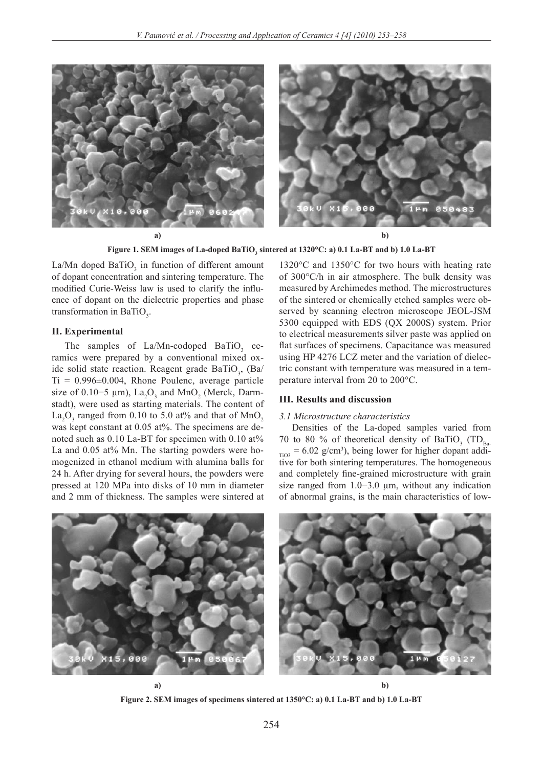Figure 1. SEM images of La-doped $BaTiO_3$ sintered at 1320°C: a) 0.1 La-BT and b) 1.0 La-BT

La/Mn doped $BaTiO_3$ in function of different amount of dopant concentration and sintering temperature. The modified Curie-Weiss law is used to clarify the influence of dopant on the dielectric properties and phase transformation in $BaTiO_3$.

## II. Experimental

The samples of La/Mn-codoped $BaTiO_3$ ceramics were prepared by a conventional mixed oxide solid state reaction. Reagent grade $BaTiO_3$, (Ba/Ti = 0.996±0.004, Rhone Poulenc, average particle size of 0.10−5 μm), $La_2O_3$ and $MnO_2$ (Merck, Darmstadt), were used as starting materials. The content of $La_2O_3$ ranged from 0.10 to 5.0 at% and that of $MnO_2$ was kept constant at 0.05 at%. The specimens are denoted such as 0.10 La-BT for specimen with 0.10 at% La and 0.05 at% Mn. The starting powders were homogenized in ethanol medium with alumina balls for 24 h. After drying for several hours, the powders were pressed at 120 MPa into disks of 10 mm in diameter and 2 mm of thickness. The samples were sintered at 1320°C and 1350°C for two hours with heating rate of 300°C/h in air atmosphere. The bulk density was measured by Archimedes method. The microstructures of the sintered or chemically etched samples were observed by scanning electron microscope JEOL-JSM 5300 equipped with EDS (QX 2000S) system. Prior to electrical measurements silver paste was applied on flat surfaces of specimens. Capacitance was measured using HP 4276 LCZ meter and the variation of dielectric constant with temperature was measured in a temperature interval from 20 to 200°C.

## III. Results and discussion

### *3.1 Microstructure characteristics*

Densities of the La-doped samples varied from 70 to 80 % of theoretical density of $BaTiO_3$ ($TD_{BaTiO3}$ = 6.02 g/cm³), being lower for higher dopant additive for both sintering temperatures. The homogeneous and completely fine-grained microstructure with grain size ranged from 1.0−3.0 μm, without any indication of abnormal grains, is the main characteristics of low-

Figure 2. SEM images of specimens sintered at 1350°C: a) 0.1 La-BT and b) 1.0 La-BT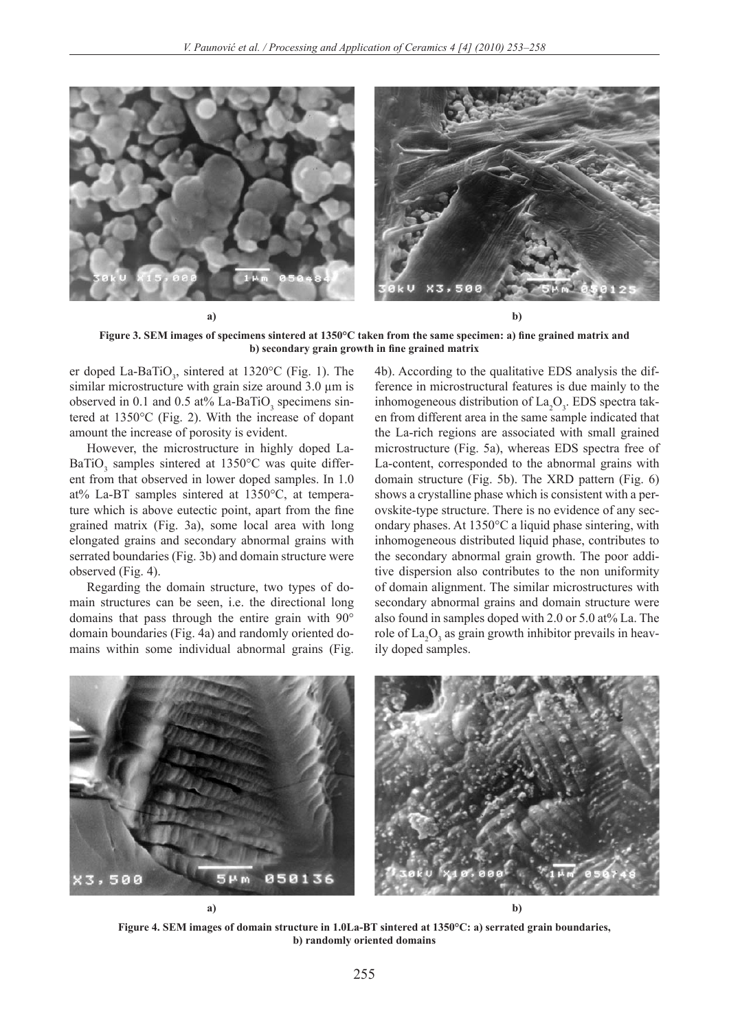**Figure 3. SEM images of specimens sintered at 1350°C taken from the same specimen: a) fine grained matrix and b) secondary grain growth in fine grained matrix**

er doped La-$BaTiO_3$, sintered at 1320°C (Fig. 1). The similar microstructure with grain size around 3.0 µm is observed in 0.1 and 0.5 at% La-$BaTiO_3$ specimens sintered at 1350°C (Fig. 2). With the increase of dopant amount the increase of porosity is evident.

However, the microstructure in highly doped La-$BaTiO_3$ samples sintered at 1350°C was quite different from that observed in lower doped samples. In 1.0 at% La-BT samples sintered at 1350°C, at temperature which is above eutectic point, apart from the fine grained matrix (Fig. 3a), some local area with long elongated grains and secondary abnormal grains with serrated boundaries (Fig. 3b) and domain structure were observed (Fig. 4).

Regarding the domain structure, two types of domain structures can be seen, i.e. the directional long domains that pass through the entire grain with 90° domain boundaries (Fig. 4a) and randomly oriented domains within some individual abnormal grains (Fig. 4b). According to the qualitative EDS analysis the difference in microstructural features is due mainly to the inhomogeneous distribution of $La_2O_3$. EDS spectra taken from different area in the same sample indicated that the La-rich regions are associated with small grained microstructure (Fig. 5a), whereas EDS spectra free of La-content, corresponded to the abnormal grains with domain structure (Fig. 5b). The XRD pattern (Fig. 6) shows a crystalline phase which is consistent with a perovskite-type structure. There is no evidence of any secondary phases. At 1350°C a liquid phase sintering, with inhomogeneous distributed liquid phase, contributes to the secondary abnormal grain growth. The poor additive dispersion also contributes to the non uniformity of domain alignment. The similar microstructures with secondary abnormal grains and domain structure were also found in samples doped with 2.0 or 5.0 at% La. The role of $La_2O_3$ as grain growth inhibitor prevails in heavily doped samples.

**Figure 4. SEM images of domain structure in 1.0La-BT sintered at 1350°C: a) serrated grain boundaries, b) randomly oriented domains**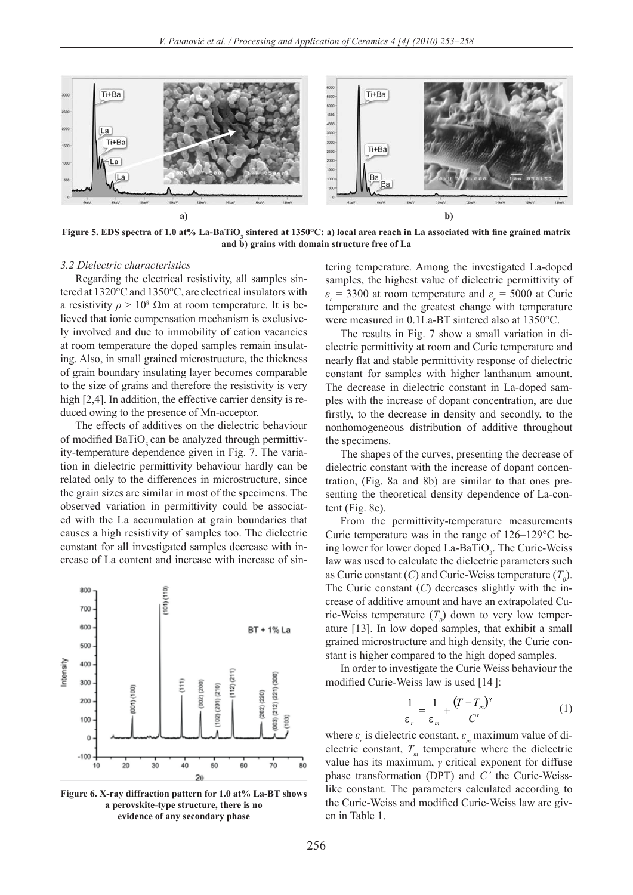Figure 5. EDS spectra of 1.0 at% La-BaTiO$_3$ sintered at 1350°C: a) local area reach in La associated with fine grained matrix and b) grains with domain structure free of La

### 3.2 Dielectric characteristics

Regarding the electrical resistivity, all samples sintered at 1320°C and 1350°C, are electrical insulators with a resistivity $\rho > 10^8$ Ωm at room temperature. It is believed that ionic compensation mechanism is exclusively involved and due to immobility of cation vacancies at room temperature the doped samples remain insulating. Also, in small grained microstructure, the thickness of grain boundary insulating layer becomes comparable to the size of grains and therefore the resistivity is very high [2,4]. In addition, the effective carrier density is reduced owing to the presence of Mn-acceptor.

The effects of additives on the dielectric behaviour of modified BaTiO$_3$ can be analyzed through permittivity-temperature dependence given in Fig. 7. The variation in dielectric permittivity behaviour hardly can be related only to the differences in microstructure, since the grain sizes are similar in most of the specimens. The observed variation in permittivity could be associated with the La accumulation at grain boundaries that causes a high resistivity of samples too. The dielectric constant for all investigated samples decrease with increase of La content and increase with increase of sintering temperature. Among the investigated La-doped samples, the highest value of dielectric permittivity of $\varepsilon_r$ = 3300 at room temperature and $\varepsilon_r$ = 5000 at Curie temperature and the greatest change with temperature were measured in 0.1La-BT sintered also at 1350°C.

Figure 6. X-ray diffraction pattern for 1.0 at% La-BT shows a perovskite-type structure, there is no evidence of any secondary phase

The results in Fig. 7 show a small variation in dielectric permittivity at room and Curie temperature and nearly flat and stable permittivity response of dielectric constant for samples with higher lanthanum amount. The decrease in dielectric constant in La-doped samples with the increase of dopant concentration, are due firstly, to the decrease in density and secondly, to the nonhomogeneous distribution of additive throughout the specimens.

The shapes of the curves, presenting the decrease of dielectric constant with the increase of dopant concentration, (Fig. 8a and 8b) are similar to that ones presenting the theoretical density dependence of La-content (Fig. 8c).

From the permittivity-temperature measurements Curie temperature was in the range of 126–129°C being lower for lower doped La-BaTiO$_3$. The Curie-Weiss law was used to calculate the dielectric parameters such as Curie constant ($C$) and Curie-Weiss temperature ($T_0$). The Curie constant ($C$) decreases slightly with the increase of additive amount and have an extrapolated Curie-Weiss temperature ($T_0$) down to very low temperature [13]. In low doped samples, that exhibit a small grained microstructure and high density, the Curie constant is higher compared to the high doped samples.

In order to investigate the Curie Weiss behaviour the modified Curie-Weiss law is used [14]:

$$\frac{1}{\varepsilon_r} = \frac{1}{\varepsilon_m} + \frac{(T - T_m)^\gamma}{C'} \tag{1}$$

where $\varepsilon_r$ is dielectric constant, $\varepsilon_m$ maximum value of dielectric constant, $T_m$ temperature where the dielectric value has its maximum, $\gamma$ critical exponent for diffuse phase transformation (DPT) and $C'$ the Curie-Weiss-like constant. The parameters calculated according to the Curie-Weiss and modified Curie-Weiss law are given in Table 1.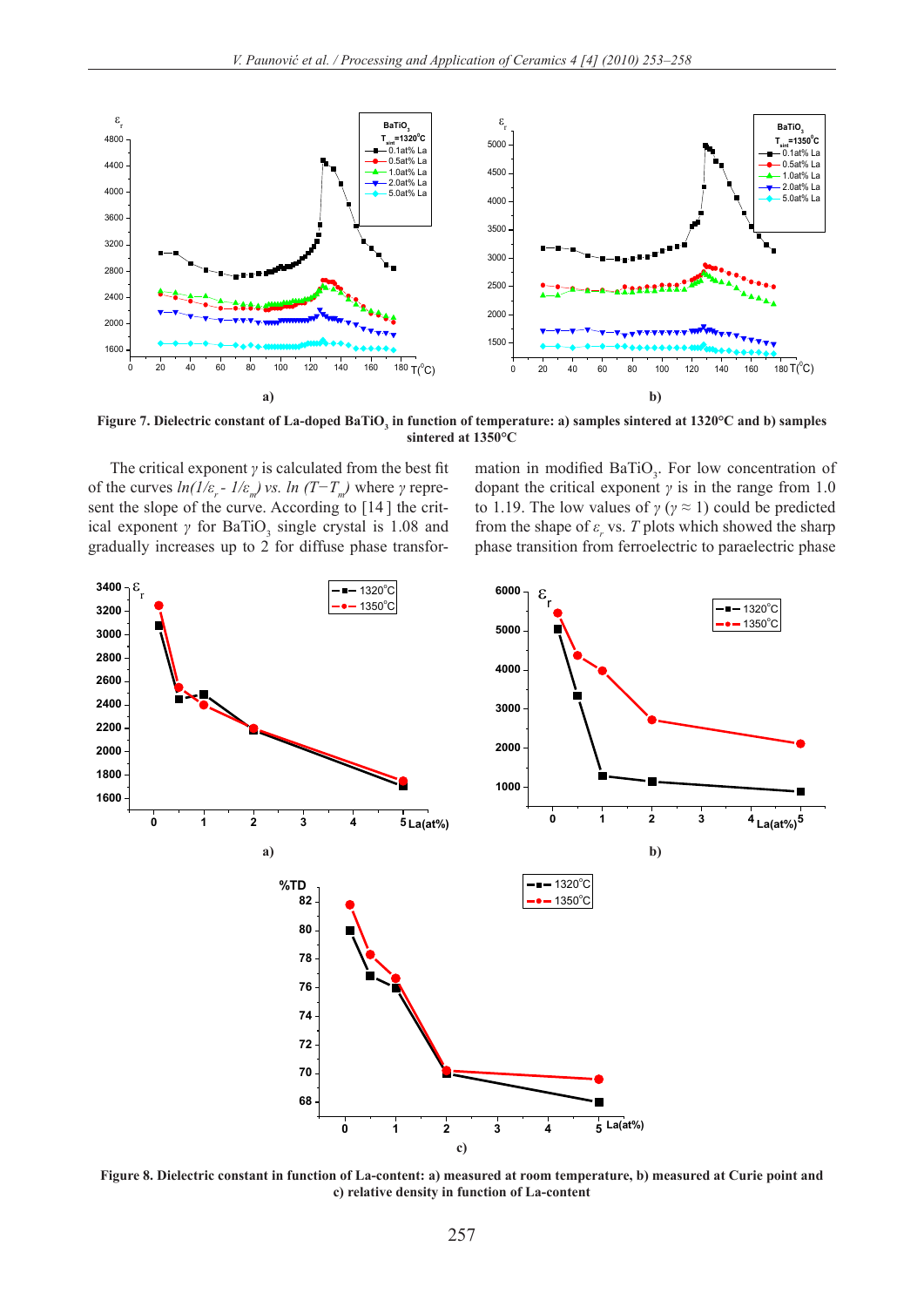Figure 7. Dielectric constant of La-doped $BaTiO_3$ in function of temperature: a) samples sintered at 1320°C and b) samples sintered at 1350°C

The critical exponent $\gamma$ is calculated from the best fit of the curves $ln(1/\varepsilon_r - 1/\varepsilon_m)$ vs. $ln(T-T_m)$ where $\gamma$ represent the slope of the curve. According to [14] the critical exponent $\gamma$ for $BaTiO_3$ single crystal is 1.08 and gradually increases up to 2 for diffuse phase transformation in modified $BaTiO_3$. For low concentration of dopant the critical exponent $\gamma$ is in the range from 1.0 to 1.19. The low values of $\gamma$ ($\gamma \approx 1$) could be predicted from the shape of $\varepsilon_r$ vs. $T$ plots which showed the sharp phase transition from ferroelectric to paraelectric phase

Figure 8. Dielectric constant in function of La-content: a) measured at room temperature, b) measured at Curie point and c) relative density in function of La-content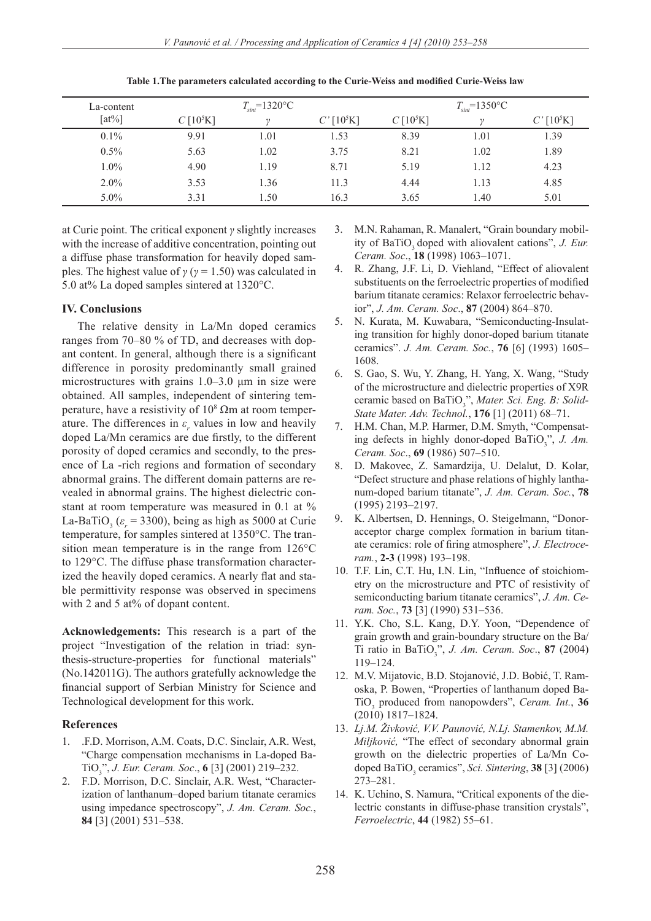**Table 1.The parameters calculated according to the Curie-Weiss and modified Curie-Weiss law**

| La-content [at%] | $T_{sint}$=1320°C | | | $T_{sint}$=1350°C | | |
|---|---|---|---|---|---|---|
| | $C$ [$10^5$K] | $\gamma$ | $C'$ [$10^5$K] | $C$ [$10^5$K] | $\gamma$ | $C'$ [$10^5$K] |
| 0.1% | 9.91 | 1.01 | 1.53 | 8.39 | 1.01 | 1.39 |
| 0.5% | 5.63 | 1.02 | 3.75 | 8.21 | 1.02 | 1.89 |
| 1.0% | 4.90 | 1.19 | 8.71 | 5.19 | 1.12 | 4.23 |
| 2.0% | 3.53 | 1.36 | 11.3 | 4.44 | 1.13 | 4.85 |
| 5.0% | 3.31 | 1.50 | 16.3 | 3.65 | 1.40 | 5.01 |

at Curie point. The critical exponent $\gamma$ slightly increases with the increase of additive concentration, pointing out a diffuse phase transformation for heavily doped samples. The highest value of $\gamma$ ($\gamma$ = 1.50) was calculated in 5.0 at% La doped samples sintered at 1320°C.

## IV. Conclusions

The relative density in La/Mn doped ceramics ranges from 70–80 % of TD, and decreases with dopant content. In general, although there is a significant difference in porosity predominantly small grained microstructures with grains 1.0–3.0 µm in size were obtained. All samples, independent of sintering temperature, have a resistivity of $10^8$ Ωm at room temperature. The differences in $\varepsilon_r$ values in low and heavily doped La/Mn ceramics are due firstly, to the different porosity of doped ceramics and secondly, to the presence of La -rich regions and formation of secondary abnormal grains. The different domain patterns are revealed in abnormal grains. The highest dielectric constant at room temperature was measured in 0.1 at % La-$BaTiO_3$ ($\varepsilon_r$ = 3300), being as high as 5000 at Curie temperature, for samples sintered at 1350°C. The transition mean temperature is in the range from 126°C to 129°C. The diffuse phase transformation characterized the heavily doped ceramics. A nearly flat and stable permittivity response was observed in specimens with 2 and 5 at% of dopant content.

**Acknowledgements:** This research is a part of the project "Investigation of the relation in triad: synthesis-structure-properties for functional materials" (No.142011G). The authors gratefully acknowledge the financial support of Serbian Ministry for Science and Technological development for this work.

## References

1. .F.D. Morrison, A.M. Coats, D.C. Sinclair, A.R. West, "Charge compensation mechanisms in La-doped $BaTiO_3$", *J. Eur. Ceram. Soc*., **6** [3] (2001) 219–232.
2. F.D. Morrison, D.C. Sinclair, A.R. West, "Characterization of lanthanum–doped barium titanate ceramics using impedance spectroscopy", *J. Am. Ceram. Soc.*, **84** [3] (2001) 531–538.
3. M.N. Rahaman, R. Manalert, "Grain boundary mobility of $BaTiO_3$ doped with aliovalent cations", *J. Eur. Ceram. Soc*., **18** (1998) 1063–1071.
4. R. Zhang, J.F. Li, D. Viehland, "Effect of aliovalent substituents on the ferroelectric properties of modified barium titanate ceramics: Relaxor ferroelectric behavior", *J. Am. Ceram. Soc*., **87** (2004) 864–870.
5. N. Kurata, M. Kuwabara, "Semiconducting-Insulating transition for highly donor-doped barium titanate ceramics". *J. Am. Ceram. Soc.*, **76** [6] (1993) 1605–1608.
6. S. Gao, S. Wu, Y. Zhang, H. Yang, X. Wang, "Study of the microstructure and dielectric properties of X9R ceramic based on $BaTiO_3$", *Mater. Sci. Eng. B: Solid-State Mater. Adv. Technol.*, **176** [1] (2011) 68–71.
7. H.M. Chan, M.P. Harmer, D.M. Smyth, "Compensating defects in highly donor-doped $BaTiO_3$", *J. Am. Ceram. Soc*., **69** (1986) 507–510.
8. D. Makovec, Z. Samardzija, U. Delalut, D. Kolar, "Defect structure and phase relations of highly lanthanum-doped barium titanate", *J. Am. Ceram. Soc.*, **78** (1995) 2193–2197.
9. K. Albertsen, D. Hennings, O. Steigelmann, "Donor-acceptor charge complex formation in barium titanate ceramics: role of firing atmosphere", *J. Electroceram.*, **2-3** (1998) 193–198.
10. T.F. Lin, C.T. Hu, I.N. Lin, "Influence of stoichiometry on the microstructure and PTC of resistivity of semiconducting barium titanate ceramics", *J. Am. Ceram. Soc.*, **73** [3] (1990) 531–536.
11. Y.K. Cho, S.L. Kang, D.Y. Yoon, "Dependence of grain growth and grain-boundary structure on the Ba/Ti ratio in $BaTiO_3$", *J. Am. Ceram. Soc*., **87** (2004) 119–124.
12. M.V. Mijatovic, B.D. Stojanović, J.D. Bobić, T. Ramoska, P. Bowen, "Properties of lanthanum doped $BaTiO_3$ produced from nanopowders", *Ceram. Int.*, **36** (2010) 1817–1824.
13. *Lj.M. Živković, V.V. Paunović, N.Lj. Stamenkov, M.M. Miljković,* "The effect of secondary abnormal grain growth on the dielectric properties of La/Mn Co-doped $BaTiO_3$ ceramics", *Sci. Sintering*, **38** [3] (2006) 273–281.
14. K. Uchino, S. Namura, "Critical exponents of the dielectric constants in diffuse-phase transition crystals", *Ferroelectric*, **44** (1982) 55–61.